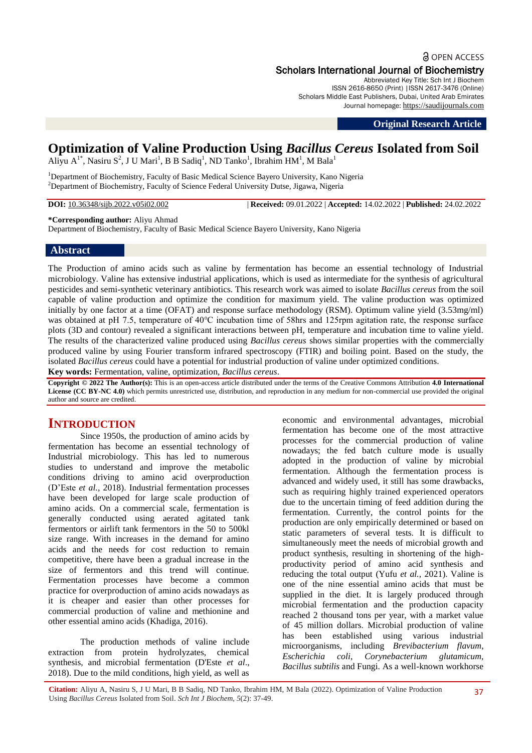Original Research Article

# Optimization of Valine Production Using *Bacillus Cereus* Isolated from Soil

Aliyu A[1*], Nasiru S[2], J U Mari[1], B B Sadiq[1], ND Tanko[1], Ibrahim HM[1], M Bala[1]

[1]Department of Biochemistry, Faculty of Basic Medical Science Bayero University, Kano Nigeria
[2]Department of Biochemistry, Faculty of Science Federal University Dutse, Jigawa, Nigeria

**DOI:** 10.36348/sijb.2022.v05i02.002 | **Received:** 09.01.2022 | **Accepted:** 14.02.2022 | **Published:** 24.02.2022

**\*Corresponding author:** Aliyu Ahmad
Department of Biochemistry, Faculty of Basic Medical Science Bayero University, Kano Nigeria

## Abstract

The Production of amino acids such as valine by fermentation has become an essential technology of Industrial microbiology. Valine has extensive industrial applications, which is used as intermediate for the synthesis of agricultural pesticides and semi-synthetic veterinary antibiotics. This research work was aimed to isolate *Bacillus cereus* from the soil capable of valine production and optimize the condition for maximum yield. The valine production was optimized initially by one factor at a time (OFAT) and response surface methodology (RSM). Optimum valine yield (3.53mg/ml) was obtained at pH 7.5, temperature of 40°C incubation time of 58hrs and 125rpm agitation rate, the response surface plots (3D and contour) revealed a significant interactions between pH, temperature and incubation time to valine yield. The results of the characterized valine produced using *Bacillus cereus* shows similar properties with the commercially produced valine by using Fourier transform infrared spectroscopy (FTIR) and boiling point. Based on the study, the isolated *Bacillus cereus* could have a potential for industrial production of valine under optimized conditions.

**Key words:** Fermentation, valine, optimization, *Bacillus cereus*.

**Copyright © 2022 The Author(s):** This is an open-access article distributed under the terms of the Creative Commons Attribution **4.0 International License (CC BY-NC 4.0)** which permits unrestricted use, distribution, and reproduction in any medium for non-commercial use provided the original author and source are credited.

## INTRODUCTION

Since 1950s, the production of amino acids by fermentation has become an essential technology of Industrial microbiology. This has led to numerous studies to understand and improve the metabolic conditions driving to amino acid overproduction (D'Este *et al.,* 2018). Industrial fermentation processes have been developed for large scale production of amino acids. On a commercial scale, fermentation is generally conducted using aerated agitated tank fermentors or airlift tank fermentors in the 50 to 500kl size range. With increases in the demand for amino acids and the needs for cost reduction to remain competitive, there have been a gradual increase in the size of fermentors and this trend will continue. Fermentation processes have become a common practice for overproduction of amino acids nowadays as it is cheaper and easier than other processes for commercial production of valine and methionine and other essential amino acids (Khadiga, 2016).

The production methods of valine include extraction from protein hydrolyzates, chemical synthesis, and microbial fermentation (D'Este *et al*., 2018). Due to the mild conditions, high yield, as well as economic and environmental advantages, microbial fermentation has become one of the most attractive processes for the commercial production of valine nowadays; the fed batch culture mode is usually adopted in the production of valine by microbial fermentation. Although the fermentation process is advanced and widely used, it still has some drawbacks, such as requiring highly trained experienced operators due to the uncertain timing of feed addition during the fermentation. Currently, the control points for the production are only empirically determined or based on static parameters of several tests. It is difficult to simultaneously meet the needs of microbial growth and product synthesis, resulting in shortening of the high-productivity period of amino acid synthesis and reducing the total output (Yufu *et al.,* 2021). Valine is one of the nine essential amino acids that must be supplied in the diet. It is largely produced through microbial fermentation and the production capacity reached 2 thousand tons per year, with a market value of 45 million dollars. Microbial production of valine has been established using various industrial microorganisms, including *Brevibacterium flavum*, *Escherichia coli*, *Corynebacterium glutamicum*, *Bacillus subtilis* and Fungi. As a well-known workhorse

**Citation:** Aliyu A, Nasiru S, J U Mari, B B Sadiq, ND Tanko, Ibrahim HM, M Bala (2022). Optimization of Valine Production Using *Bacillus Cereus* Isolated from Soil. *Sch Int J Biochem, 5*(2): 37-49.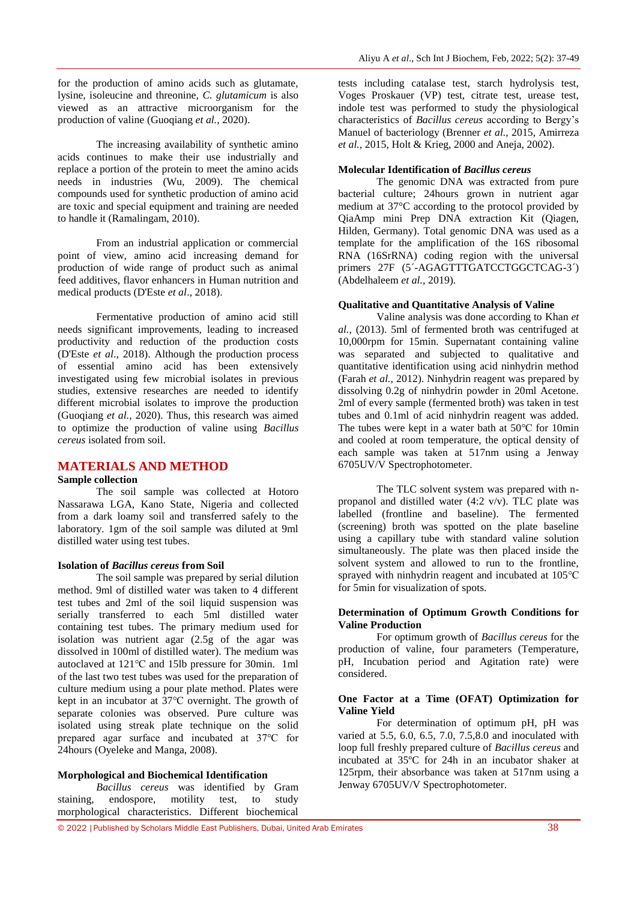for the production of amino acids such as glutamate, lysine, isoleucine and threonine, *C. glutamicum* is also viewed as an attractive microorganism for the production of valine (Guoqiang *et al.,* 2020).

The increasing availability of synthetic amino acids continues to make their use industrially and replace a portion of the protein to meet the amino acids needs in industries (Wu, 2009). The chemical compounds used for synthetic production of amino acid are toxic and special equipment and training are needed to handle it (Ramalingam, 2010).

From an industrial application or commercial point of view, amino acid increasing demand for production of wide range of product such as animal feed additives, flavor enhancers in Human nutrition and medical products (D'Este *et al*., 2018).

Fermentative production of amino acid still needs significant improvements, leading to increased productivity and reduction of the production costs (D'Este *et al*., 2018). Although the production process of essential amino acid has been extensively investigated using few microbial isolates in previous studies, extensive researches are needed to identify different microbial isolates to improve the production (Guoqiang *et al.,* 2020). Thus, this research was aimed to optimize the production of valine using *Bacillus cereus* isolated from soil.

## MATERIALS AND METHOD

**Sample collection**

The soil sample was collected at Hotoro Nassarawa LGA, Kano State, Nigeria and collected from a dark loamy soil and transferred safely to the laboratory. 1gm of the soil sample was diluted at 9ml distilled water using test tubes.

**Isolation of *Bacillus cereus* from Soil**

The soil sample was prepared by serial dilution method. 9ml of distilled water was taken to 4 different test tubes and 2ml of the soil liquid suspension was serially transferred to each 5ml distilled water containing test tubes. The primary medium used for isolation was nutrient agar (2.5g of the agar was dissolved in 100ml of distilled water). The medium was autoclaved at 121℃ and 15lb pressure for 30min. 1ml of the last two test tubes was used for the preparation of culture medium using a pour plate method. Plates were kept in an incubator at 37℃ overnight. The growth of separate colonies was observed. Pure culture was isolated using streak plate technique on the solid prepared agar surface and incubated at 37℃ for 24hours (Oyeleke and Manga, 2008).

**Morphological and Biochemical Identification**

*Bacillus cereus* was identified by Gram staining, endospore, motility test, to study morphological characteristics. Different biochemical tests including catalase test, starch hydrolysis test, Voges Proskauer (VP) test, citrate test, urease test, indole test was performed to study the physiological characteristics of *Bacillus cereus* according to Bergy's Manuel of bacteriology (Brenner *et al.,* 2015, Amirreza *et al.,* 2015, Holt & Krieg, 2000 and Aneja, 2002).

**Molecular Identification of *Bacillus cereus***

The genomic DNA was extracted from pure bacterial culture; 24hours grown in nutrient agar medium at 37°C according to the protocol provided by QiaAmp mini Prep DNA extraction Kit (Qiagen, Hilden, Germany). Total genomic DNA was used as a template for the amplification of the 16S ribosomal RNA (16SrRNA) coding region with the universal primers 27F (5´-AGAGTTTGATCCTGGCTCAG-3´) (Abdelhaleem *et al.,* 2019).

**Qualitative and Quantitative Analysis of Valine**

Valine analysis was done according to Khan *et al.,* (2013). 5ml of fermented broth was centrifuged at 10,000rpm for 15min. Supernatant containing valine was separated and subjected to qualitative and quantitative identification using acid ninhydrin method (Farah *et al.,* 2012). Ninhydrin reagent was prepared by dissolving 0.2g of ninhydrin powder in 20ml Acetone. 2ml of every sample (fermented broth) was taken in test tubes and 0.1ml of acid ninhydrin reagent was added. The tubes were kept in a water bath at 50℃ for 10min and cooled at room temperature, the optical density of each sample was taken at 517nm using a Jenway 6705UV/V Spectrophotometer.

The TLC solvent system was prepared with n-propanol and distilled water (4:2 v/v). TLC plate was labelled (frontline and baseline). The fermented (screening) broth was spotted on the plate baseline using a capillary tube with standard valine solution simultaneously. The plate was then placed inside the solvent system and allowed to run to the frontline, sprayed with ninhydrin reagent and incubated at 105℃ for 5min for visualization of spots.

**Determination of Optimum Growth Conditions for Valine Production**

For optimum growth of *Bacillus cereus* for the production of valine, four parameters (Temperature, pH, Incubation period and Agitation rate) were considered.

**One Factor at a Time (OFAT) Optimization for Valine Yield**

For determination of optimum pH, pH was varied at 5.5, 6.0, 6.5, 7.0, 7.5,8.0 and inoculated with loop full freshly prepared culture of *Bacillus cereus* and incubated at 35ºC for 24h in an incubator shaker at 125rpm, their absorbance was taken at 517nm using a Jenway 6705UV/V Spectrophotometer.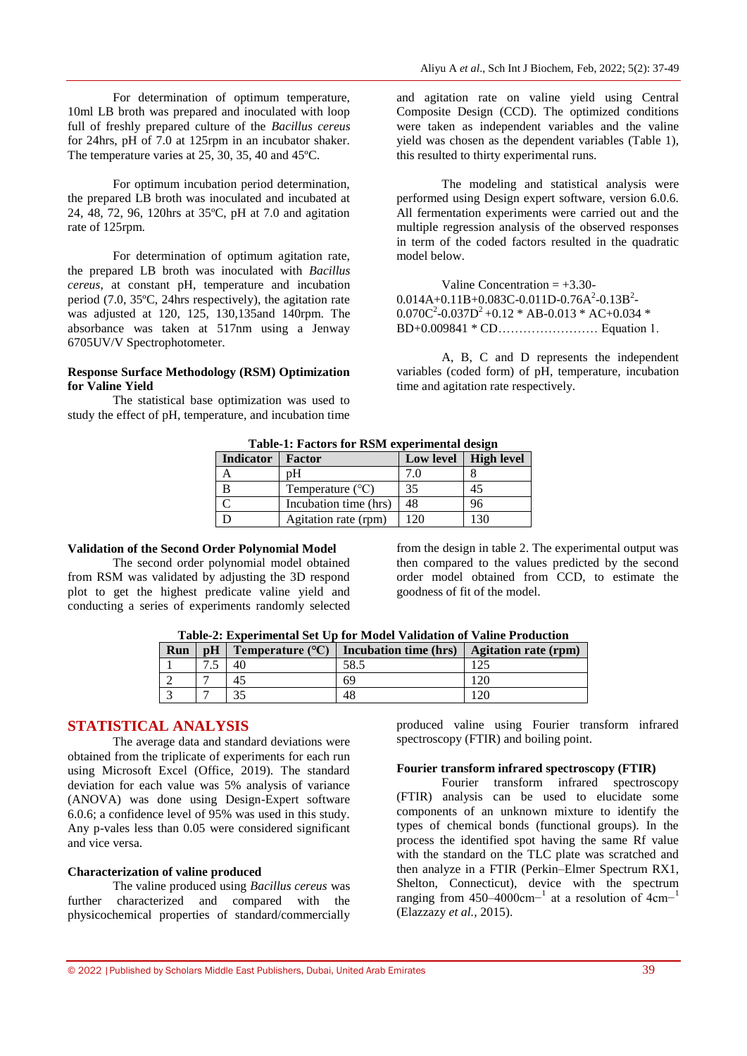For determination of optimum temperature, 10ml LB broth was prepared and inoculated with loop full of freshly prepared culture of the *Bacillus cereus* for 24hrs, pH of 7.0 at 125rpm in an incubator shaker. The temperature varies at 25, 30, 35, 40 and 45ºC.

For optimum incubation period determination, the prepared LB broth was inoculated and incubated at 24, 48, 72, 96, 120hrs at 35ºC, pH at 7.0 and agitation rate of 125rpm.

For determination of optimum agitation rate, the prepared LB broth was inoculated with *Bacillus cereus*, at constant pH, temperature and incubation period (7.0, 35ºC, 24hrs respectively), the agitation rate was adjusted at 120, 125, 130,135and 140rpm. The absorbance was taken at 517nm using a Jenway 6705UV/V Spectrophotometer.

**Response Surface Methodology (RSM) Optimization for Valine Yield**

The statistical base optimization was used to study the effect of pH, temperature, and incubation time and agitation rate on valine yield using Central Composite Design (CCD). The optimized conditions were taken as independent variables and the valine yield was chosen as the dependent variables (Table 1), this resulted to thirty experimental runs.

The modeling and statistical analysis were performed using Design expert software, version 6.0.6. All fermentation experiments were carried out and the multiple regression analysis of the observed responses in term of the coded factors resulted in the quadratic model below.

Valine Concentration = $+3.30-0.014A+0.11B+0.083C-0.011D-0.76A^2-0.13B^2-0.070C^2-0.037D^2+0.12 * AB-0.013 * AC+0.034 * BD+0.009841 * CD$…………………… Equation 1.

A, B, C and D represents the independent variables (coded form) of pH, temperature, incubation time and agitation rate respectively.

**Table-1: Factors for RSM experimental design**

| Indicator | Factor | Low level | High level |
|---|---|---|---|
| A | pH | 7.0 | 8 |
| B | Temperature (°C) | 35 | 45 |
| C | Incubation time (hrs) | 48 | 96 |
| D | Agitation rate (rpm) | 120 | 130 |

**Validation of the Second Order Polynomial Model**

The second order polynomial model obtained from RSM was validated by adjusting the 3D respond plot to get the highest predicate valine yield and conducting a series of experiments randomly selected from the design in table 2. The experimental output was then compared to the values predicted by the second order model obtained from CCD, to estimate the goodness of fit of the model.

**Table-2: Experimental Set Up for Model Validation of Valine Production**

| Run | pH | Temperature (°C) | Incubation time (hrs) | Agitation rate (rpm) |
|---|---|---|---|---|
| 1 | 7.5 | 40 | 58.5 | 125 |
| 2 | 7 | 45 | 69 | 120 |
| 3 | 7 | 35 | 48 | 120 |

## STATISTICAL ANALYSIS

The average data and standard deviations were obtained from the triplicate of experiments for each run using Microsoft Excel (Office, 2019). The standard deviation for each value was 5% analysis of variance (ANOVA) was done using Design-Expert software 6.0.6; a confidence level of 95% was used in this study. Any p-vales less than 0.05 were considered significant and vice versa.

**Characterization of valine produced**

The valine produced using *Bacillus cereus* was further characterized and compared with the physicochemical properties of standard/commercially produced valine using Fourier transform infrared spectroscopy (FTIR) and boiling point.

**Fourier transform infrared spectroscopy (FTIR)**

Fourier transform infrared spectroscopy (FTIR) analysis can be used to elucidate some components of an unknown mixture to identify the types of chemical bonds (functional groups). In the process the identified spot having the same Rf value with the standard on the TLC plate was scratched and then analyze in a FTIR (Perkin–Elmer Spectrum RX1, Shelton, Connecticut), device with the spectrum ranging from 450–4000cm$^{-1}$ at a resolution of 4cm$^{-1}$ (Elazzazy *et al.*, 2015).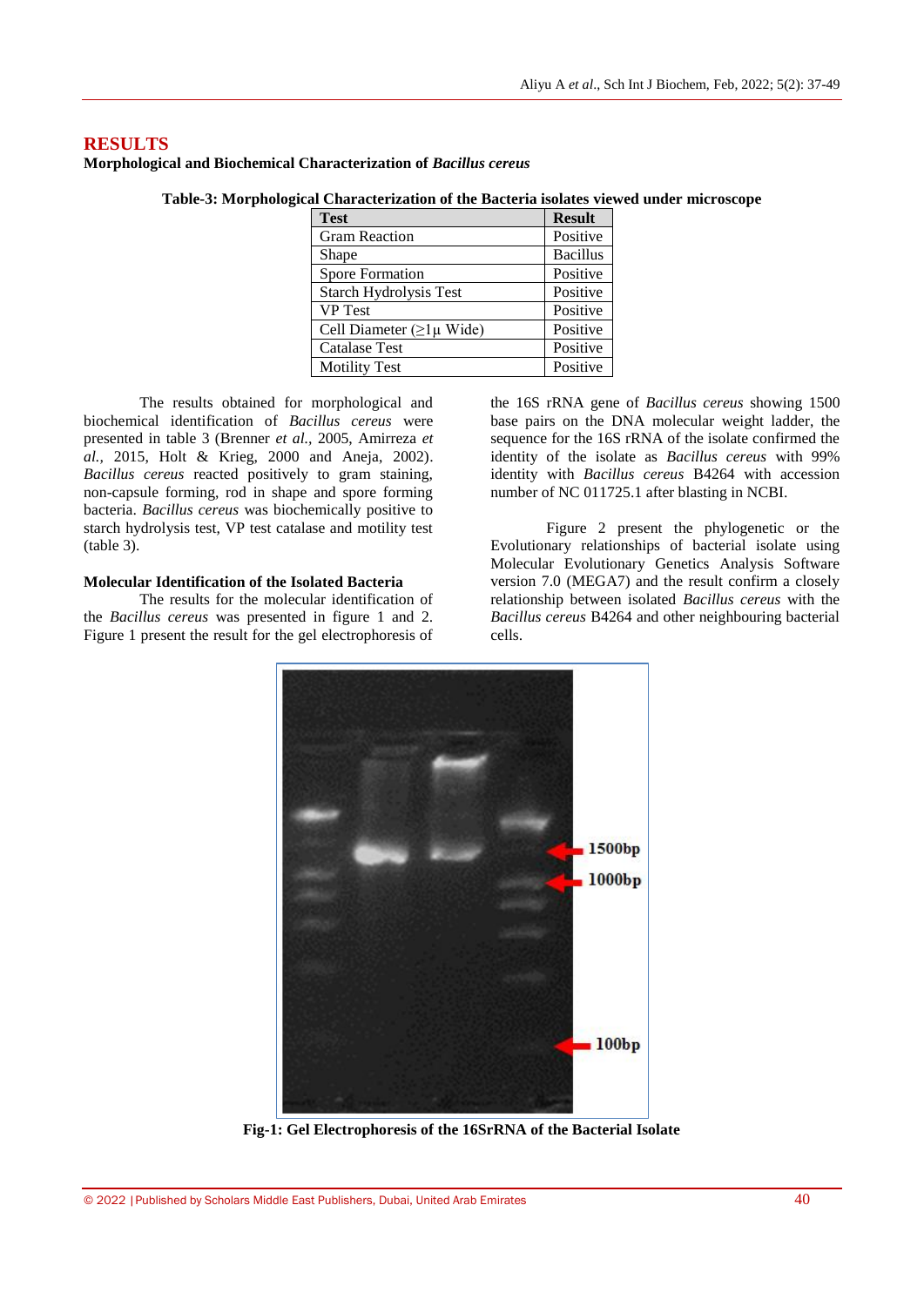# RESULTS

## Morphological and Biochemical Characterization of *Bacillus cereus*

**Table-3: Morphological Characterization of the Bacteria isolates viewed under microscope**

| Test | Result |
|---|---|
| Gram Reaction | Positive |
| Shape | Bacillus |
| Spore Formation | Positive |
| Starch Hydrolysis Test | Positive |
| VP Test | Positive |
| Cell Diameter (≥1µ Wide) | Positive |
| Catalase Test | Positive |
| Motility Test | Positive |

The results obtained for morphological and biochemical identification of *Bacillus cereus* were presented in table 3 (Brenner *et al.,* 2005, Amirreza *et al.,* 2015, Holt & Krieg, 2000 and Aneja, 2002). *Bacillus cereus* reacted positively to gram staining, non-capsule forming, rod in shape and spore forming bacteria. *Bacillus cereus* was biochemically positive to starch hydrolysis test, VP test catalase and motility test (table 3).

## Molecular Identification of the Isolated Bacteria

The results for the molecular identification of the *Bacillus cereus* was presented in figure 1 and 2. Figure 1 present the result for the gel electrophoresis of the 16S rRNA gene of *Bacillus cereus* showing 1500 base pairs on the DNA molecular weight ladder, the sequence for the 16S rRNA of the isolate confirmed the identity of the isolate as *Bacillus cereus* with 99% identity with *Bacillus cereus* B4264 with accession number of NC 011725.1 after blasting in NCBI.

Figure 2 present the phylogenetic or the Evolutionary relationships of bacterial isolate using Molecular Evolutionary Genetics Analysis Software version 7.0 (MEGA7) and the result confirm a closely relationship between isolated *Bacillus cereus* with the *Bacillus cereus* B4264 and other neighbouring bacterial cells.

**Fig-1: Gel Electrophoresis of the 16SrRNA of the Bacterial Isolate**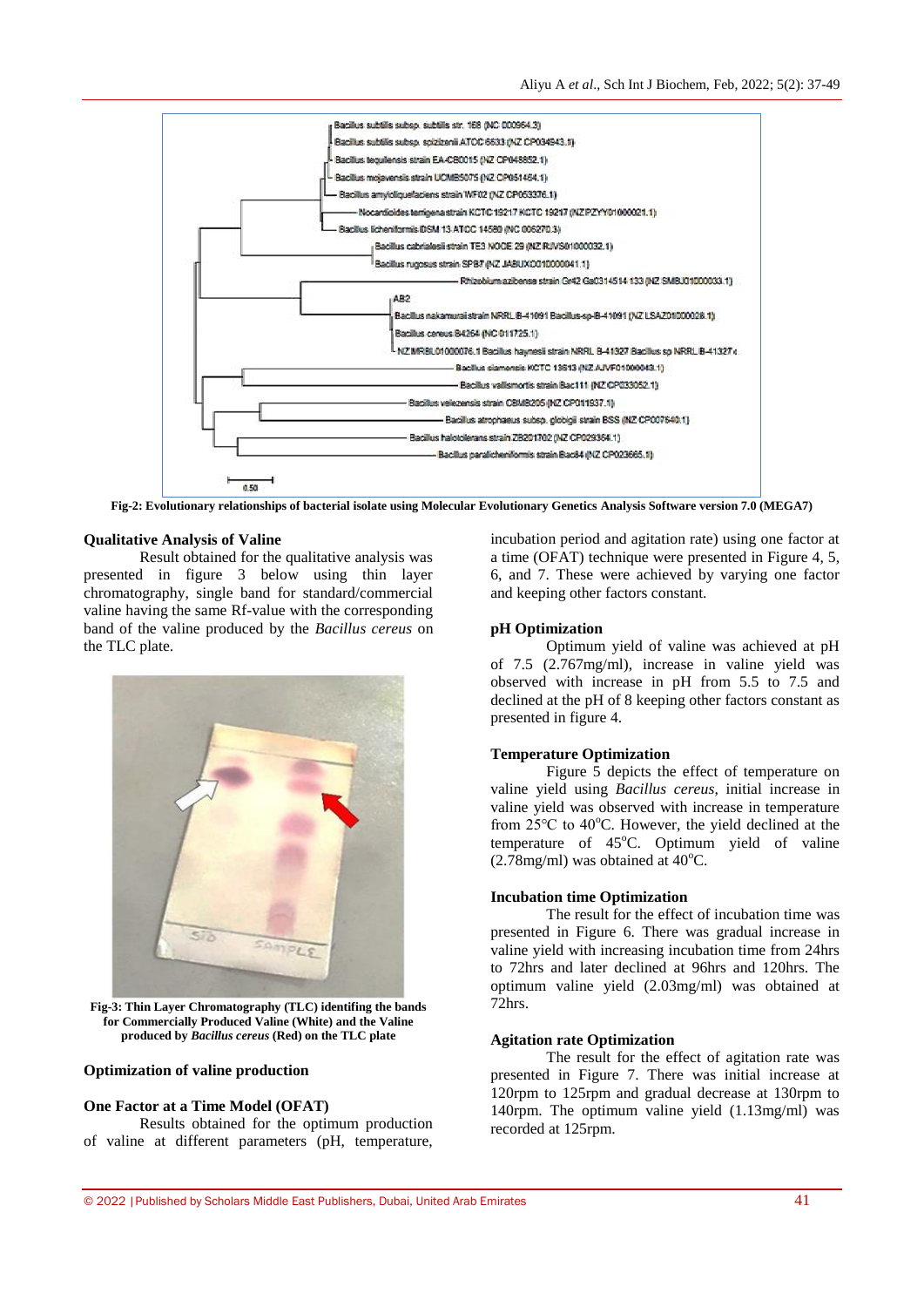Fig-2: Evolutionary relationships of bacterial isolate using Molecular Evolutionary Genetics Analysis Software version 7.0 (MEGA7)

### Qualitative Analysis of Valine

Result obtained for the qualitative analysis was presented in figure 3 below using thin layer chromatography, single band for standard/commercial valine having the same Rf-value with the corresponding band of the valine produced by the *Bacillus cereus* on the TLC plate.

Fig-3: Thin Layer Chromatography (TLC) identifing the bands for Commercially Produced Valine (White) and the Valine produced by *Bacillus cereus* (Red) on the TLC plate

### Optimization of valine production

### One Factor at a Time Model (OFAT)

Results obtained for the optimum production of valine at different parameters (pH, temperature, incubation period and agitation rate) using one factor at a time (OFAT) technique were presented in Figure 4, 5, 6, and 7. These were achieved by varying one factor and keeping other factors constant.

### pH Optimization

Optimum yield of valine was achieved at pH of 7.5 (2.767mg/ml), increase in valine yield was observed with increase in pH from 5.5 to 7.5 and declined at the pH of 8 keeping other factors constant as presented in figure 4.

### Temperature Optimization

Figure 5 depicts the effect of temperature on valine yield using *Bacillus cereus*, initial increase in valine yield was observed with increase in temperature from 25°C to 40°C. However, the yield declined at the temperature of 45°C. Optimum yield of valine (2.78mg/ml) was obtained at 40°C.

### Incubation time Optimization

The result for the effect of incubation time was presented in Figure 6. There was gradual increase in valine yield with increasing incubation time from 24hrs to 72hrs and later declined at 96hrs and 120hrs. The optimum valine yield (2.03mg/ml) was obtained at 72hrs.

### Agitation rate Optimization

The result for the effect of agitation rate was presented in Figure 7. There was initial increase at 120rpm to 125rpm and gradual decrease at 130rpm to 140rpm. The optimum valine yield (1.13mg/ml) was recorded at 125rpm.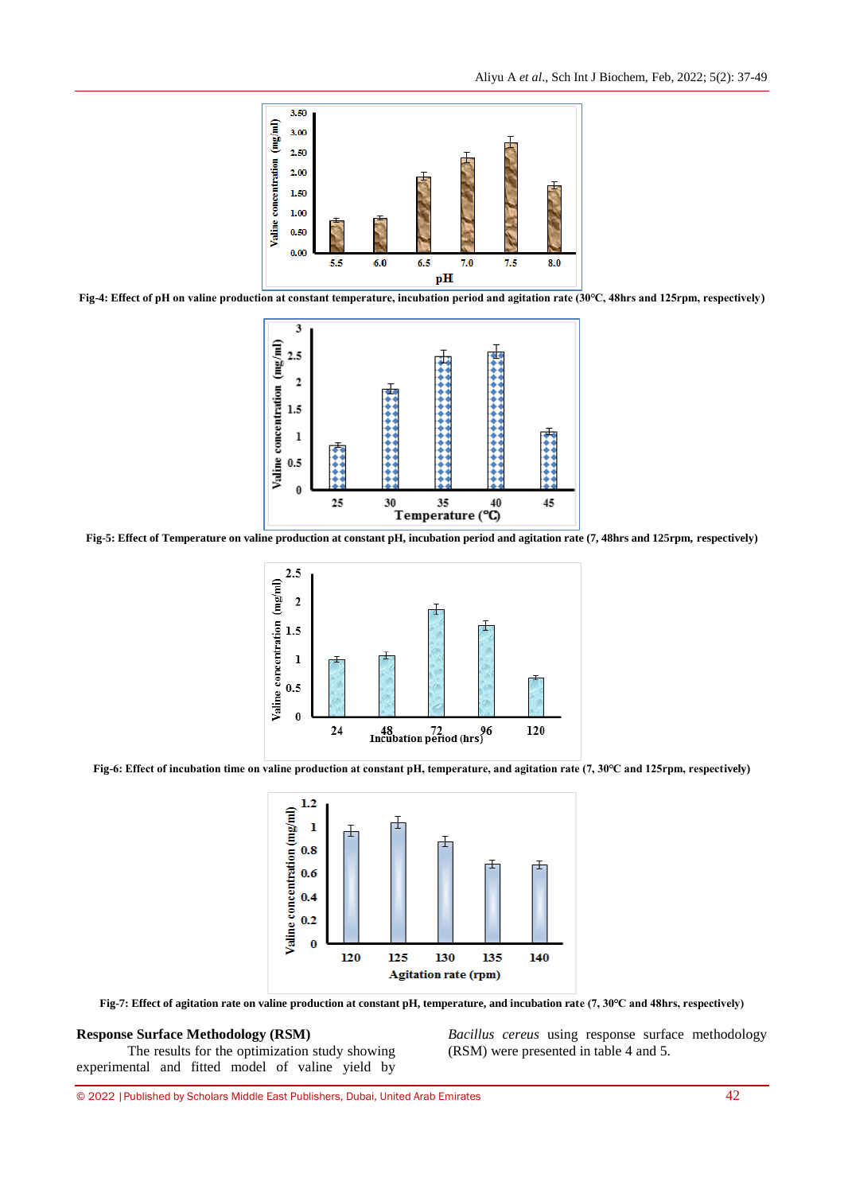Fig-4: Effect of pH on valine production at constant temperature, incubation period and agitation rate (30°C, 48hrs and 125rpm, respectively)

Fig-5: Effect of Temperature on valine production at constant pH, incubation period and agitation rate (7, 48hrs and 125rpm, respectively)

Fig-6: Effect of incubation time on valine production at constant pH, temperature, and agitation rate (7, 30°C and 125rpm, respectively)

Fig-7: Effect of agitation rate on valine production at constant pH, temperature, and incubation rate (7, 30°C and 48hrs, respectively)

**Response Surface Methodology (RSM)**

The results for the optimization study showing experimental and fitted model of valine yield by *Bacillus cereus* using response surface methodology (RSM) were presented in table 4 and 5.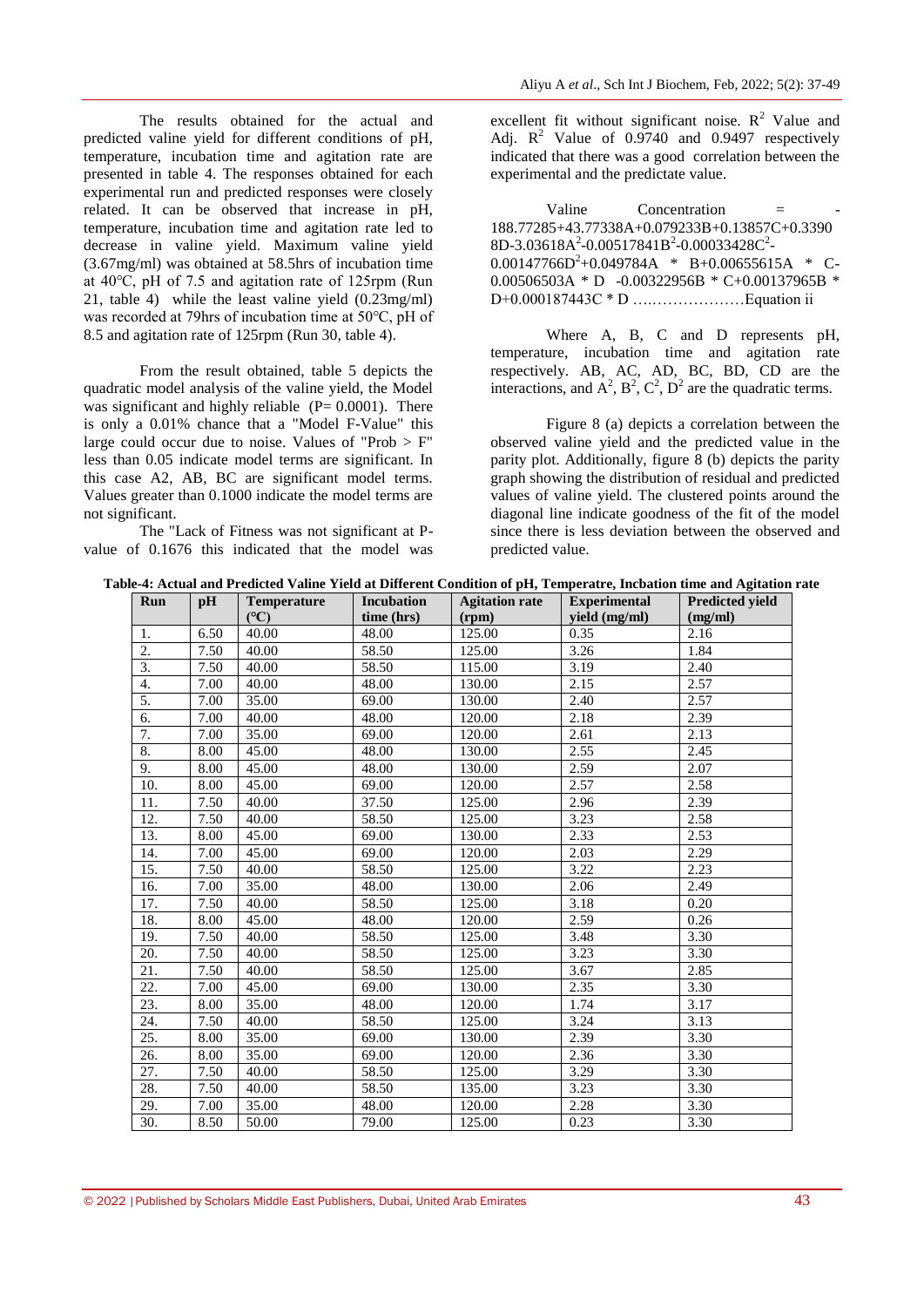The results obtained for the actual and predicted valine yield for different conditions of pH, temperature, incubation time and agitation rate are presented in table 4. The responses obtained for each experimental run and predicted responses were closely related. It can be observed that increase in pH, temperature, incubation time and agitation rate led to decrease in valine yield. Maximum valine yield (3.67mg/ml) was obtained at 58.5hrs of incubation time at 40°C, pH of 7.5 and agitation rate of 125rpm (Run 21, table 4) while the least valine yield (0.23mg/ml) was recorded at 79hrs of incubation time at 50°C, pH of 8.5 and agitation rate of 125rpm (Run 30, table 4).

From the result obtained, table 5 depicts the quadratic model analysis of the valine yield, the Model was significant and highly reliable (P= 0.0001). There is only a 0.01% chance that a "Model F-Value" this large could occur due to noise. Values of "Prob > F" less than 0.05 indicate model terms are significant. In this case A2, AB, BC are significant model terms. Values greater than 0.1000 indicate the model terms are not significant.

The "Lack of Fitness was not significant at P-value of 0.1676 this indicated that the model was excellent fit without significant noise. $R^2$ Value and Adj. $R^2$ Value of 0.9740 and 0.9497 respectively indicated that there was a good correlation between the experimental and the predictate value.

$$\text{Valine Concentration} = -188.77285+43.77338A+0.079233B+0.13857C+0.33908D-3.03618A^2-0.00517841B^2-0.00033428C^2-0.00147766D^2+0.049784A*B+0.00655615A*C-0.00506503A*D-0.00322956B*C+0.00137965B*D+0.000187443C*D \quad \text{......Equation ii}$$

Where A, B, C and D represents pH, temperature, incubation time and agitation rate respectively. AB, AC, AD, BC, BD, CD are the interactions, and $A^2$, $B^2$, $C^2$, $D^2$ are the quadratic terms.

Figure 8 (a) depicts a correlation between the observed valine yield and the predicted value in the parity plot. Additionally, figure 8 (b) depicts the parity graph showing the distribution of residual and predicted values of valine yield. The clustered points around the diagonal line indicate goodness of the fit of the model since there is less deviation between the observed and predicted value.

**Table-4: Actual and Predicted Valine Yield at Different Condition of pH, Temperatre, Incbation time and Agitation rate**

| Run | pH | Temperature (°C) | Incubation time (hrs) | Agitation rate (rpm) | Experimental yield (mg/ml) | Predicted yield (mg/ml) |
|---|---|---|---|---|---|---|
| 1. | 6.50 | 40.00 | 48.00 | 125.00 | 0.35 | 2.16 |
| 2. | 7.50 | 40.00 | 58.50 | 125.00 | 3.26 | 1.84 |
| 3. | 7.50 | 40.00 | 58.50 | 115.00 | 3.19 | 2.40 |
| 4. | 7.00 | 40.00 | 48.00 | 130.00 | 2.15 | 2.57 |
| 5. | 7.00 | 35.00 | 69.00 | 130.00 | 2.40 | 2.57 |
| 6. | 7.00 | 40.00 | 48.00 | 120.00 | 2.18 | 2.39 |
| 7. | 7.00 | 35.00 | 69.00 | 120.00 | 2.61 | 2.13 |
| 8. | 8.00 | 45.00 | 48.00 | 130.00 | 2.55 | 2.45 |
| 9. | 8.00 | 45.00 | 48.00 | 130.00 | 2.59 | 2.07 |
| 10. | 8.00 | 45.00 | 69.00 | 120.00 | 2.57 | 2.58 |
| 11. | 7.50 | 40.00 | 37.50 | 125.00 | 2.96 | 2.39 |
| 12. | 7.50 | 40.00 | 58.50 | 125.00 | 3.23 | 2.58 |
| 13. | 8.00 | 45.00 | 69.00 | 130.00 | 2.33 | 2.53 |
| 14. | 7.00 | 45.00 | 69.00 | 120.00 | 2.03 | 2.29 |
| 15. | 7.50 | 40.00 | 58.50 | 125.00 | 3.22 | 2.23 |
| 16. | 7.00 | 35.00 | 48.00 | 130.00 | 2.06 | 2.49 |
| 17. | 7.50 | 40.00 | 58.50 | 125.00 | 3.18 | 0.20 |
| 18. | 8.00 | 45.00 | 48.00 | 120.00 | 2.59 | 0.26 |
| 19. | 7.50 | 40.00 | 58.50 | 125.00 | 3.48 | 3.30 |
| 20. | 7.50 | 40.00 | 58.50 | 125.00 | 3.23 | 3.30 |
| 21. | 7.50 | 40.00 | 58.50 | 125.00 | 3.67 | 2.85 |
| 22. | 7.00 | 45.00 | 69.00 | 130.00 | 2.35 | 3.30 |
| 23. | 8.00 | 35.00 | 48.00 | 120.00 | 1.74 | 3.17 |
| 24. | 7.50 | 40.00 | 58.50 | 125.00 | 3.24 | 3.13 |
| 25. | 8.00 | 35.00 | 69.00 | 130.00 | 2.39 | 3.30 |
| 26. | 8.00 | 35.00 | 69.00 | 120.00 | 2.36 | 3.30 |
| 27. | 7.50 | 40.00 | 58.50 | 125.00 | 3.29 | 3.30 |
| 28. | 7.50 | 40.00 | 58.50 | 135.00 | 3.23 | 3.30 |
| 29. | 7.00 | 35.00 | 48.00 | 120.00 | 2.28 | 3.30 |
| 30. | 8.50 | 50.00 | 79.00 | 125.00 | 0.23 | 3.30 |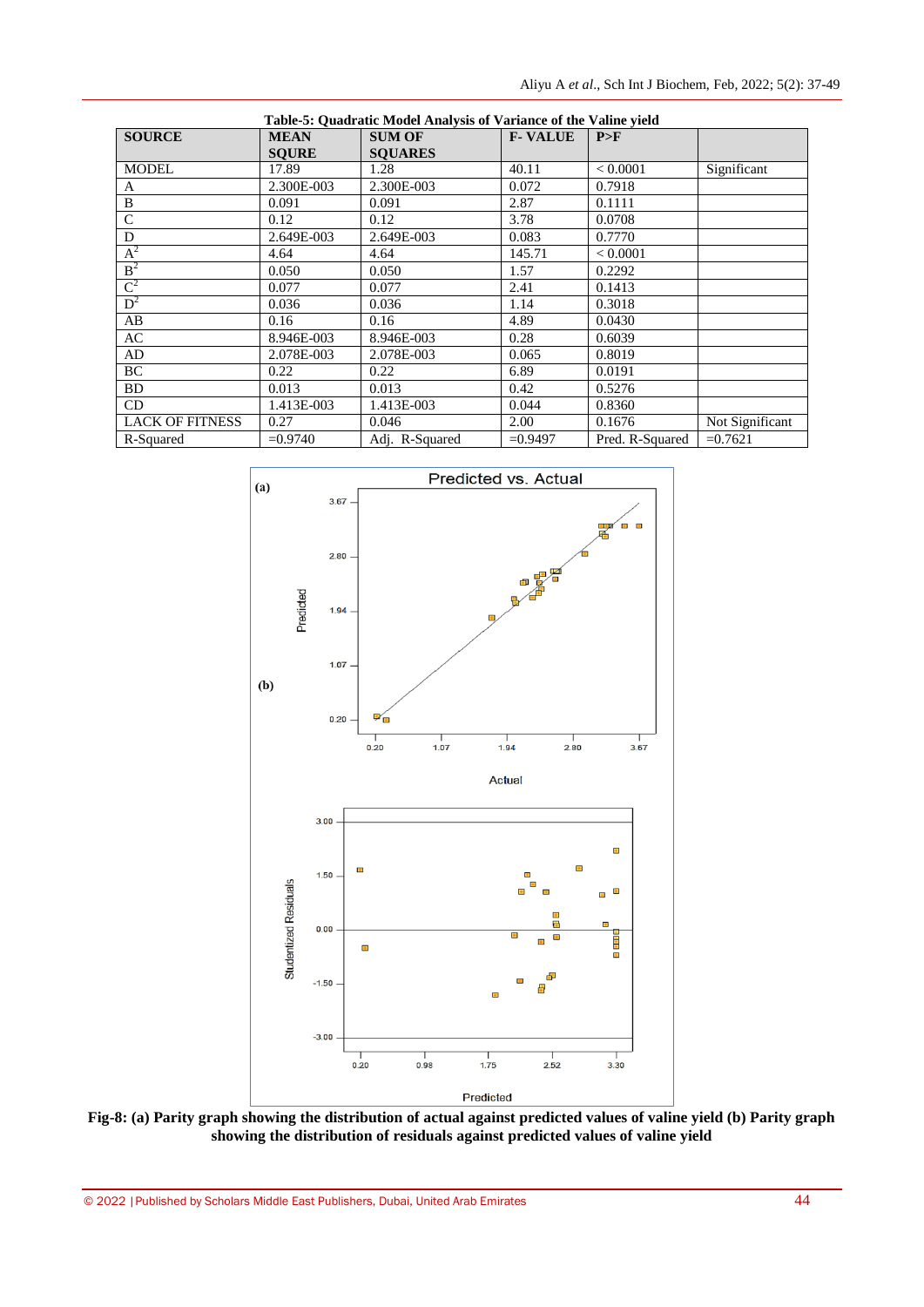**Table-5: Quadratic Model Analysis of Variance of the Valine yield**

| SOURCE | MEAN SQURE | SUM OF SQUARES | F- VALUE | P>F | |
|---|---|---|---|---|---|
| MODEL | 17.89 | 1.28 | 40.11 | < 0.0001 | Significant |
| A | 2.300E-003 | 2.300E-003 | 0.072 | 0.7918 | |
| B | 0.091 | 0.091 | 2.87 | 0.1111 | |
| C | 0.12 | 0.12 | 3.78 | 0.0708 | |
| D | 2.649E-003 | 2.649E-003 | 0.083 | 0.7770 | |
| $A^2$ | 4.64 | 4.64 | 145.71 | < 0.0001 | |
| $B^2$ | 0.050 | 0.050 | 1.57 | 0.2292 | |
| $C^2$ | 0.077 | 0.077 | 2.41 | 0.1413 | |
| $D^2$ | 0.036 | 0.036 | 1.14 | 0.3018 | |
| AB | 0.16 | 0.16 | 4.89 | 0.0430 | |
| AC | 8.946E-003 | 8.946E-003 | 0.28 | 0.6039 | |
| AD | 2.078E-003 | 2.078E-003 | 0.065 | 0.8019 | |
| BC | 0.22 | 0.22 | 6.89 | 0.0191 | |
| BD | 0.013 | 0.013 | 0.42 | 0.5276 | |
| CD | 1.413E-003 | 1.413E-003 | 0.044 | 0.8360 | |
| LACK OF FITNESS | 0.27 | 0.046 | 2.00 | 0.1676 | Not Significant |
| R-Squared | =0.9740 | Adj. R-Squared | =0.9497 | Pred. R-Squared | =0.7621 |

**Fig-8: (a) Parity graph showing the distribution of actual against predicted values of valine yield (b) Parity graph showing the distribution of residuals against predicted values of valine yield**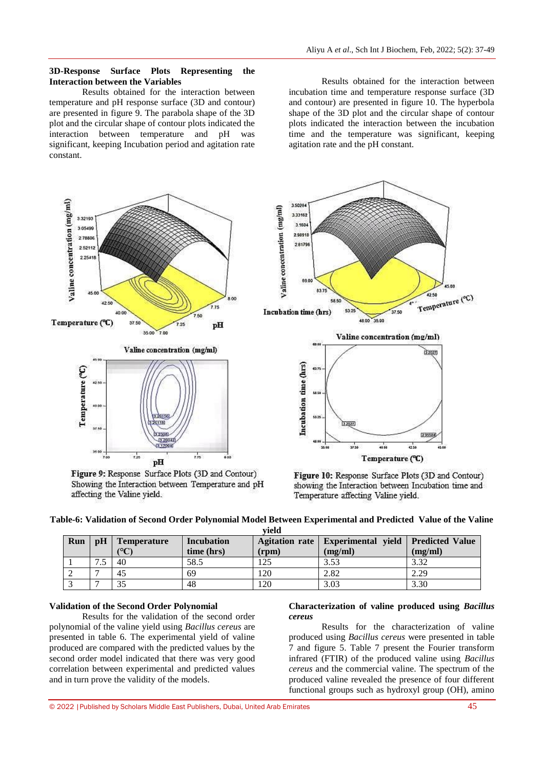### 3D-Response Surface Plots Representing the Interaction between the Variables

Results obtained for the interaction between temperature and pH response surface (3D and contour) are presented in figure 9. The parabola shape of the 3D plot and the circular shape of contour plots indicated the interaction between temperature and pH was significant, keeping Incubation period and agitation rate constant.

Results obtained for the interaction between incubation time and temperature response surface (3D and contour) are presented in figure 10. The hyperbola shape of the 3D plot and the circular shape of contour plots indicated the interaction between the incubation time and the temperature was significant, keeping agitation rate and the pH constant.

**Figure 9:** Response Surface Plots (3D and Contour) Showing the Interaction between Temperature and pH affecting the Valine yield.

**Figure 10:** Response Surface Plots (3D and Contour) showing the Interaction between Incubation time and Temperature affecting Valine yield.

**Table-6: Validation of Second Order Polynomial Model Between Experimental and Predicted Value of the Valine yield**

| Run | pH | Temperature (°C) | Incubation time (hrs) | Agitation rate (rpm) | Experimental yield (mg/ml) | Predicted Value (mg/ml) |
|---|---|---|---|---|---|---|
| 1 | 7.5 | 40 | 58.5 | 125 | 3.53 | 3.32 |
| 2 | 7 | 45 | 69 | 120 | 2.82 | 2.29 |
| 3 | 7 | 35 | 48 | 120 | 3.03 | 3.30 |

### Validation of the Second Order Polynomial

Results for the validation of the second order polynomial of the valine yield using *Bacillus cereus* are presented in table 6. The experimental yield of valine produced are compared with the predicted values by the second order model indicated that there was very good correlation between experimental and predicted values and in turn prove the validity of the models.

### Characterization of valine produced using *Bacillus cereus*

Results for the characterization of valine produced using *Bacillus cereus* were presented in table 7 and figure 5. Table 7 present the Fourier transform infrared (FTIR) of the produced valine using *Bacillus cereus* and the commercial valine. The spectrum of the produced valine revealed the presence of four different functional groups such as hydroxyl group (OH), amino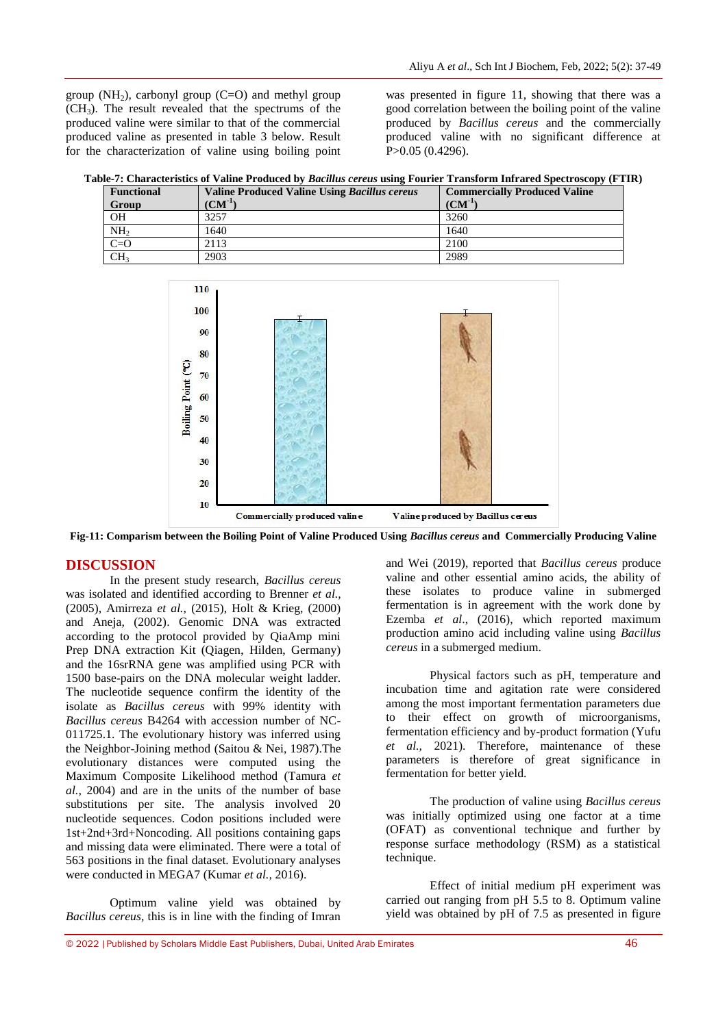group ($NH_2$), carbonyl group (C=O) and methyl group ($CH_3$). The result revealed that the spectrums of the produced valine were similar to that of the commercial produced valine as presented in table 3 below. Result for the characterization of valine using boiling point was presented in figure 11, showing that there was a good correlation between the boiling point of the valine produced by *Bacillus cereus* and the commercially produced valine with no significant difference at P>0.05 (0.4296).

**Table-7: Characteristics of Valine Produced by *Bacillus cereus* using Fourier Transform Infrared Spectroscopy (FTIR)**

| Functional Group | Valine Produced Valine Using *Bacillus cereus* ($CM^{-1}$) | Commercially Produced Valine ($CM^{-1}$) |
|---|---|---|
| OH | 3257 | 3260 |
| $NH_2$ | 1640 | 1640 |
| C=O | 2113 | 2100 |
| $CH_3$ | 2903 | 2989 |

**Fig-11: Comparism between the Boiling Point of Valine Produced Using *Bacillus cereus* and Commercially Producing Valine**

## DISCUSSION

In the present study research, *Bacillus cereus* was isolated and identified according to Brenner *et al.,* (2005), Amirreza *et al.,* (2015), Holt & Krieg, (2000) and Aneja, (2002). Genomic DNA was extracted according to the protocol provided by QiaAmp mini Prep DNA extraction Kit (Qiagen, Hilden, Germany) and the 16srRNA gene was amplified using PCR with 1500 base-pairs on the DNA molecular weight ladder. The nucleotide sequence confirm the identity of the isolate as *Bacillus cereus* with 99% identity with *Bacillus cereus* B4264 with accession number of NC-011725.1. The evolutionary history was inferred using the Neighbor-Joining method (Saitou & Nei, 1987).The evolutionary distances were computed using the Maximum Composite Likelihood method (Tamura *et al.,* 2004) and are in the units of the number of base substitutions per site. The analysis involved 20 nucleotide sequences. Codon positions included were 1st+2nd+3rd+Noncoding. All positions containing gaps and missing data were eliminated. There were a total of 563 positions in the final dataset. Evolutionary analyses were conducted in MEGA7 (Kumar *et al.,* 2016).

Optimum valine yield was obtained by *Bacillus cereus*, this is in line with the finding of Imran and Wei (2019), reported that *Bacillus cereus* produce valine and other essential amino acids, the ability of these isolates to produce valine in submerged fermentation is in agreement with the work done by Ezemba *et al.,* (2016), which reported maximum production amino acid including valine using *Bacillus cereus* in a submerged medium.

Physical factors such as pH, temperature and incubation time and agitation rate were considered among the most important fermentation parameters due to their effect on growth of microorganisms, fermentation efficiency and by-product formation (Yufu *et al.,* 2021). Therefore, maintenance of these parameters is therefore of great significance in fermentation for better yield.

The production of valine using *Bacillus cereus* was initially optimized using one factor at a time (OFAT) as conventional technique and further by response surface methodology (RSM) as a statistical technique.

Effect of initial medium pH experiment was carried out ranging from pH 5.5 to 8. Optimum valine yield was obtained by pH of 7.5 as presented in figure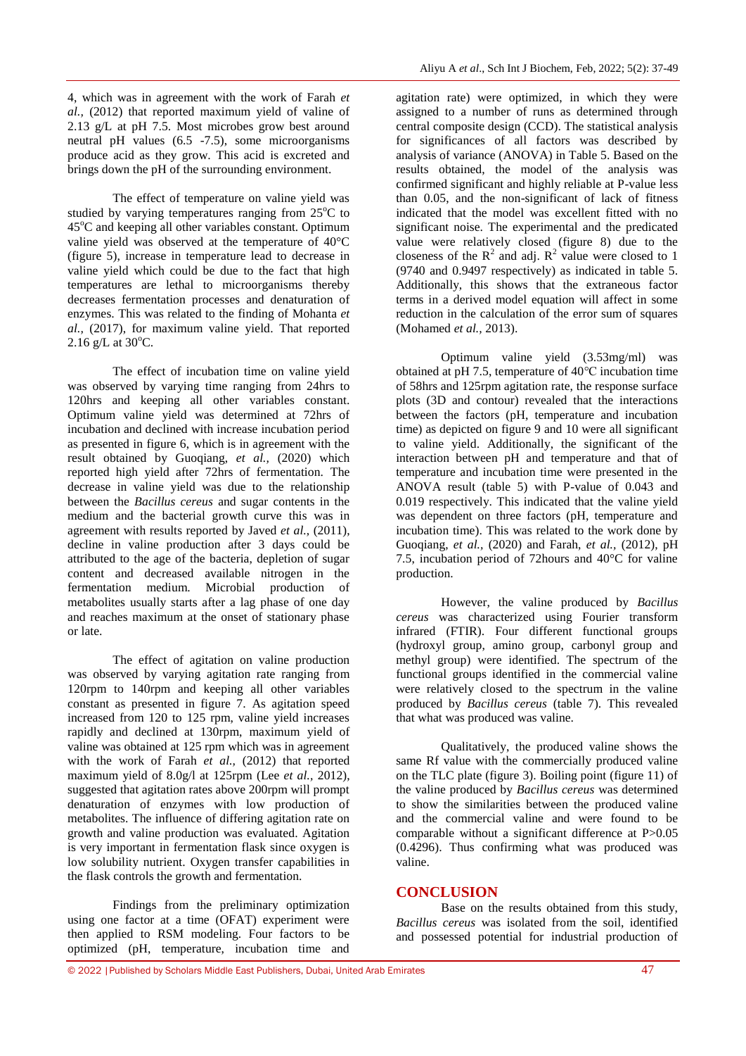4, which was in agreement with the work of Farah *et al.,* (2012) that reported maximum yield of valine of 2.13 g/L at pH 7.5. Most microbes grow best around neutral pH values (6.5 -7.5), some microorganisms produce acid as they grow. This acid is excreted and brings down the pH of the surrounding environment.

The effect of temperature on valine yield was studied by varying temperatures ranging from 25°C to 45°C and keeping all other variables constant. Optimum valine yield was observed at the temperature of 40°C (figure 5), increase in temperature lead to decrease in valine yield which could be due to the fact that high temperatures are lethal to microorganisms thereby decreases fermentation processes and denaturation of enzymes. This was related to the finding of Mohanta *et al.,* (2017), for maximum valine yield. That reported 2.16 g/L at 30°C.

The effect of incubation time on valine yield was observed by varying time ranging from 24hrs to 120hrs and keeping all other variables constant. Optimum valine yield was determined at 72hrs of incubation and declined with increase incubation period as presented in figure 6, which is in agreement with the result obtained by Guoqiang, *et al.,* (2020) which reported high yield after 72hrs of fermentation. The decrease in valine yield was due to the relationship between the *Bacillus cereus* and sugar contents in the medium and the bacterial growth curve this was in agreement with results reported by Javed *et al.,* (2011), decline in valine production after 3 days could be attributed to the age of the bacteria, depletion of sugar content and decreased available nitrogen in the fermentation medium. Microbial production of metabolites usually starts after a lag phase of one day and reaches maximum at the onset of stationary phase or late.

The effect of agitation on valine production was observed by varying agitation rate ranging from 120rpm to 140rpm and keeping all other variables constant as presented in figure 7. As agitation speed increased from 120 to 125 rpm, valine yield increases rapidly and declined at 130rpm, maximum yield of valine was obtained at 125 rpm which was in agreement with the work of Farah *et al.,* (2012) that reported maximum yield of 8.0g/l at 125rpm (Lee *et al.,* 2012), suggested that agitation rates above 200rpm will prompt denaturation of enzymes with low production of metabolites. The influence of differing agitation rate on growth and valine production was evaluated. Agitation is very important in fermentation flask since oxygen is low solubility nutrient. Oxygen transfer capabilities in the flask controls the growth and fermentation.

Findings from the preliminary optimization using one factor at a time (OFAT) experiment were then applied to RSM modeling. Four factors to be optimized (pH, temperature, incubation time and agitation rate) were optimized, in which they were assigned to a number of runs as determined through central composite design (CCD). The statistical analysis for significances of all factors was described by analysis of variance (ANOVA) in Table 5. Based on the results obtained, the model of the analysis was confirmed significant and highly reliable at P-value less than 0.05, and the non-significant of lack of fitness indicated that the model was excellent fitted with no significant noise. The experimental and the predicated value were relatively closed (figure 8) due to the closeness of the $R^2$ and adj. $R^2$ value were closed to 1 (9740 and 0.9497 respectively) as indicated in table 5. Additionally, this shows that the extraneous factor terms in a derived model equation will affect in some reduction in the calculation of the error sum of squares (Mohamed *et al.,* 2013).

Optimum valine yield (3.53mg/ml) was obtained at pH 7.5, temperature of 40°C incubation time of 58hrs and 125rpm agitation rate, the response surface plots (3D and contour) revealed that the interactions between the factors (pH, temperature and incubation time) as depicted on figure 9 and 10 were all significant to valine yield. Additionally, the significant of the interaction between pH and temperature and that of temperature and incubation time were presented in the ANOVA result (table 5) with P-value of 0.043 and 0.019 respectively. This indicated that the valine yield was dependent on three factors (pH, temperature and incubation time). This was related to the work done by Guoqiang, *et al.,* (2020) and Farah, *et al.,* (2012), pH 7.5, incubation period of 72hours and 40°C for valine production.

However, the valine produced by *Bacillus cereus* was characterized using Fourier transform infrared (FTIR). Four different functional groups (hydroxyl group, amino group, carbonyl group and methyl group) were identified. The spectrum of the functional groups identified in the commercial valine were relatively closed to the spectrum in the valine produced by *Bacillus cereus* (table 7). This revealed that what was produced was valine.

Qualitatively, the produced valine shows the same Rf value with the commercially produced valine on the TLC plate (figure 3). Boiling point (figure 11) of the valine produced by *Bacillus cereus* was determined to show the similarities between the produced valine and the commercial valine and were found to be comparable without a significant difference at P>0.05 (0.4296). Thus confirming what was produced was valine.

## CONCLUSION

Base on the results obtained from this study, *Bacillus cereus* was isolated from the soil, identified and possessed potential for industrial production of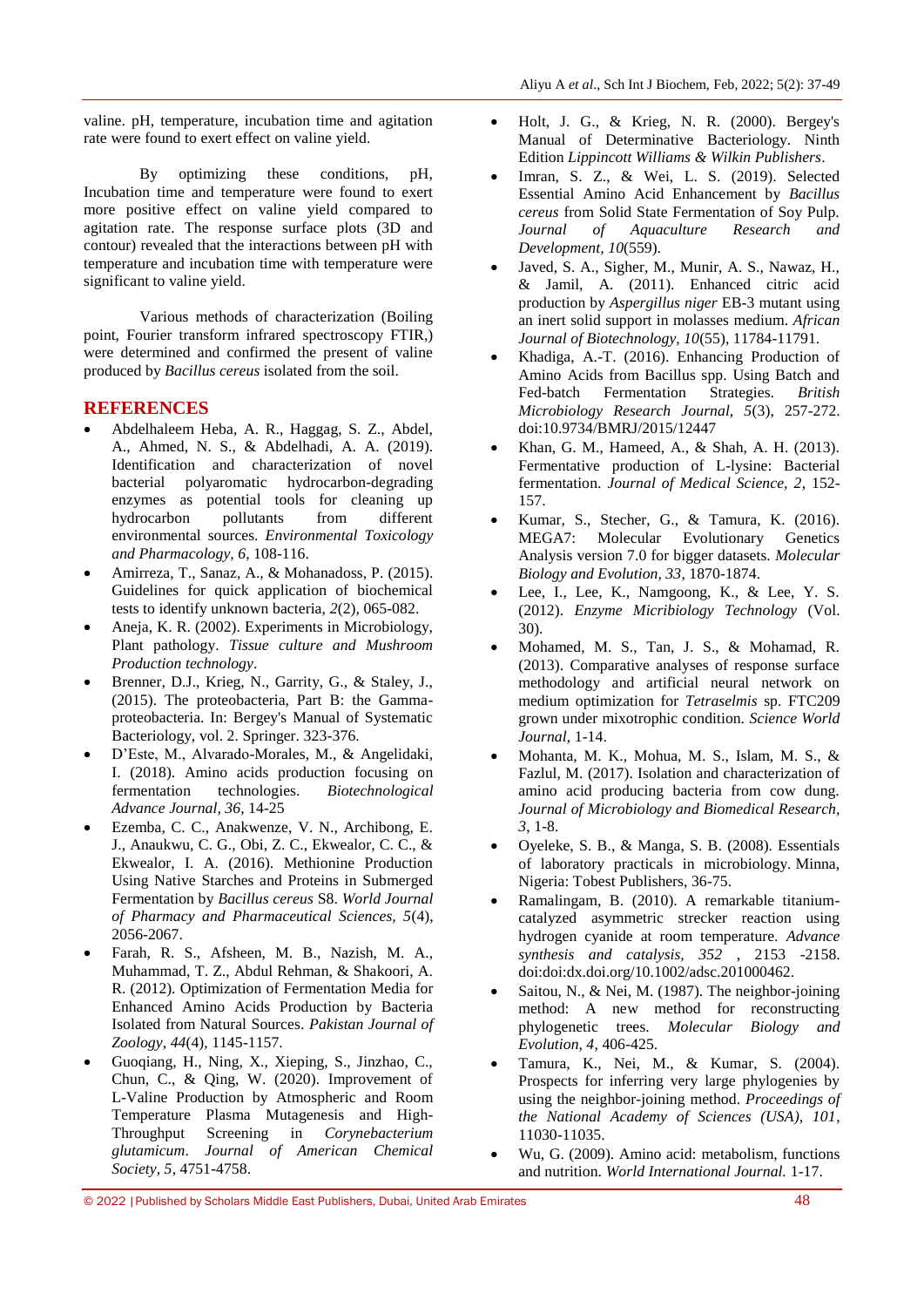valine. pH, temperature, incubation time and agitation rate were found to exert effect on valine yield.

By optimizing these conditions, pH, Incubation time and temperature were found to exert more positive effect on valine yield compared to agitation rate. The response surface plots (3D and contour) revealed that the interactions between pH with temperature and incubation time with temperature were significant to valine yield.

Various methods of characterization (Boiling point, Fourier transform infrared spectroscopy FTIR,) were determined and confirmed the present of valine produced by *Bacillus cereus* isolated from the soil.

## REFERENCES

- Abdelhaleem Heba, A. R., Haggag, S. Z., Abdel, A., Ahmed, N. S., & Abdelhadi, A. A. (2019). Identification and characterization of novel bacterial polyaromatic hydrocarbon-degrading enzymes as potential tools for cleaning up hydrocarbon pollutants from different environmental sources. *Environmental Toxicology and Pharmacology, 6*, 108-116.
- Amirreza, T., Sanaz, A., & Mohanadoss, P. (2015). Guidelines for quick application of biochemical tests to identify unknown bacteria, *2*(2), 065-082.
- Aneja, K. R. (2002). Experiments in Microbiology, Plant pathology. *Tissue culture and Mushroom Production technology*.
- Brenner, D.J., Krieg, N., Garrity, G., & Staley, J., (2015). The proteobacteria, Part B: the Gamma-proteobacteria. In: Bergey's Manual of Systematic Bacteriology, vol. 2. Springer. 323-376.
- D'Este, M., Alvarado-Morales, M., & Angelidaki, I. (2018). Amino acids production focusing on fermentation technologies. *Biotechnological Advance Journal, 36*, 14-25
- Ezemba, C. C., Anakwenze, V. N., Archibong, E. J., Anaukwu, C. G., Obi, Z. C., Ekwealor, C. C., & Ekwealor, I. A. (2016). Methionine Production Using Native Starches and Proteins in Submerged Fermentation by *Bacillus cereus* S8. *World Journal of Pharmacy and Pharmaceutical Sciences, 5*(4), 2056-2067.
- Farah, R. S., Afsheen, M. B., Nazish, M. A., Muhammad, T. Z., Abdul Rehman, & Shakoori, A. R. (2012). Optimization of Fermentation Media for Enhanced Amino Acids Production by Bacteria Isolated from Natural Sources. *Pakistan Journal of Zoology, 44*(4), 1145-1157.
- Guoqiang, H., Ning, X., Xieping, S., Jinzhao, C., Chun, C., & Qing, W. (2020). Improvement of L-Valine Production by Atmospheric and Room Temperature Plasma Mutagenesis and High-Throughput Screening in *Corynebacterium glutamicum*. *Journal of American Chemical Society, 5*, 4751-4758.
- Holt, J. G., & Krieg, N. R. (2000). Bergey's Manual of Determinative Bacteriology. Ninth Edition *Lippincott Williams & Wilkin Publishers*.
- Imran, S. Z., & Wei, L. S. (2019). Selected Essential Amino Acid Enhancement by *Bacillus cereus* from Solid State Fermentation of Soy Pulp. *Journal of Aquaculture Research and Development, 10*(559).
- Javed, S. A., Sigher, M., Munir, A. S., Nawaz, H., & Jamil, A. (2011). Enhanced citric acid production by *Aspergillus niger* EB-3 mutant using an inert solid support in molasses medium. *African Journal of Biotechnology, 10*(55), 11784-11791.
- Khadiga, A.-T. (2016). Enhancing Production of Amino Acids from Bacillus spp. Using Batch and Fed-batch Fermentation Strategies. *British Microbiology Research Journal, 5*(3), 257-272. doi:10.9734/BMRJ/2015/12447
- Khan, G. M., Hameed, A., & Shah, A. H. (2013). Fermentative production of L-lysine: Bacterial fermentation. *Journal of Medical Science, 2*, 152-157.
- Kumar, S., Stecher, G., & Tamura, K. (2016). MEGA7: Molecular Evolutionary Genetics Analysis version 7.0 for bigger datasets. *Molecular Biology and Evolution, 33*, 1870-1874.
- Lee, I., Lee, K., Namgoong, K., & Lee, Y. S. (2012). *Enzyme Micribiology Technology* (Vol. 30).
- Mohamed, M. S., Tan, J. S., & Mohamad, R. (2013). Comparative analyses of response surface methodology and artificial neural network on medium optimization for *Tetraselmis* sp. FTC209 grown under mixotrophic condition. *Science World Journal*, 1-14.
- Mohanta, M. K., Mohua, M. S., Islam, M. S., & Fazlul, M. (2017). Isolation and characterization of amino acid producing bacteria from cow dung. *Journal of Microbiology and Biomedical Research, 3*, 1-8.
- Oyeleke, S. B., & Manga, S. B. (2008). Essentials of laboratory practicals in microbiology. Minna, Nigeria: Tobest Publishers, 36-75.
- Ramalingam, B. (2010). A remarkable titanium-catalyzed asymmetric strecker reaction using hydrogen cyanide at room temperature. *Advance synthesis and catalysis, 352* , 2153 -2158. doi:doi:dx.doi.org/10.1002/adsc.201000462.
- Saitou, N., & Nei, M. (1987). The neighbor-joining method: A new method for reconstructing phylogenetic trees. *Molecular Biology and Evolution, 4*, 406-425.
- Tamura, K., Nei, M., & Kumar, S. (2004). Prospects for inferring very large phylogenies by using the neighbor-joining method. *Proceedings of the National Academy of Sciences (USA), 101*, 11030-11035.
- Wu, G. (2009). Amino acid: metabolism, functions and nutrition. *World International Journal.* 1-17.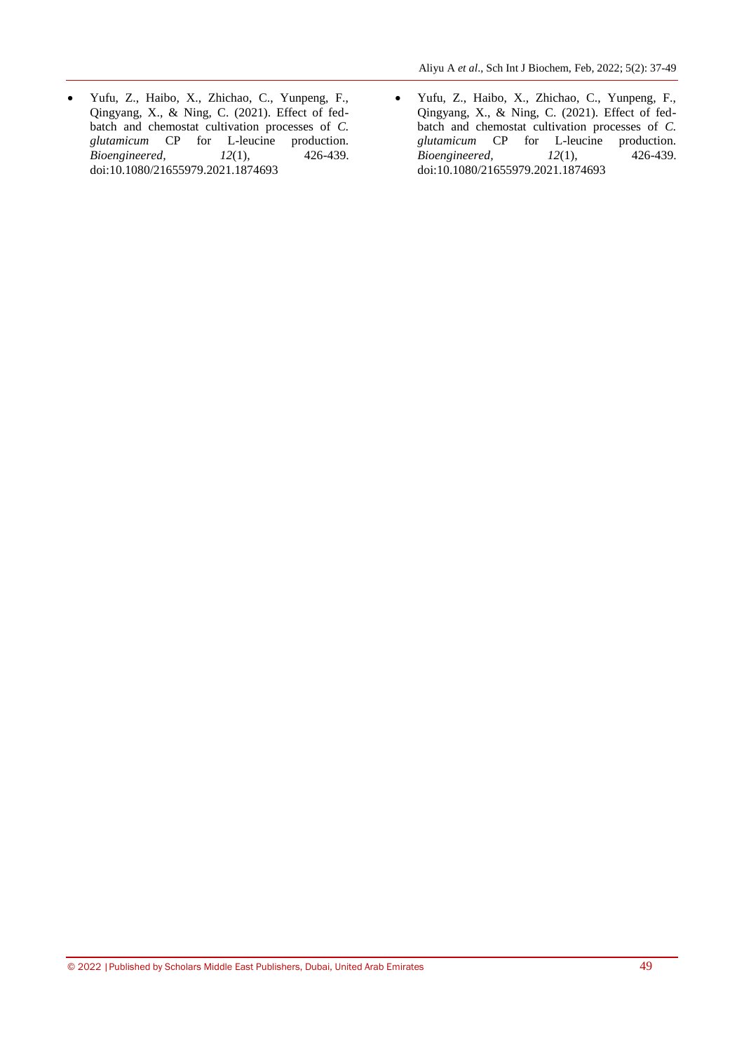- Yufu, Z., Haibo, X., Zhichao, C., Yunpeng, F., Qingyang, X., & Ning, C. (2021). Effect of fed-batch and chemostat cultivation processes of *C. glutamicum* CP for L-leucine production. *Bioengineered*, *12*(1), 426-439. doi:10.1080/21655979.2021.1874693

- Yufu, Z., Haibo, X., Zhichao, C., Yunpeng, F., Qingyang, X., & Ning, C. (2021). Effect of fed-batch and chemostat cultivation processes of *C. glutamicum* CP for L-leucine production. *Bioengineered*, *12*(1), 426-439. doi:10.1080/21655979.2021.1874693